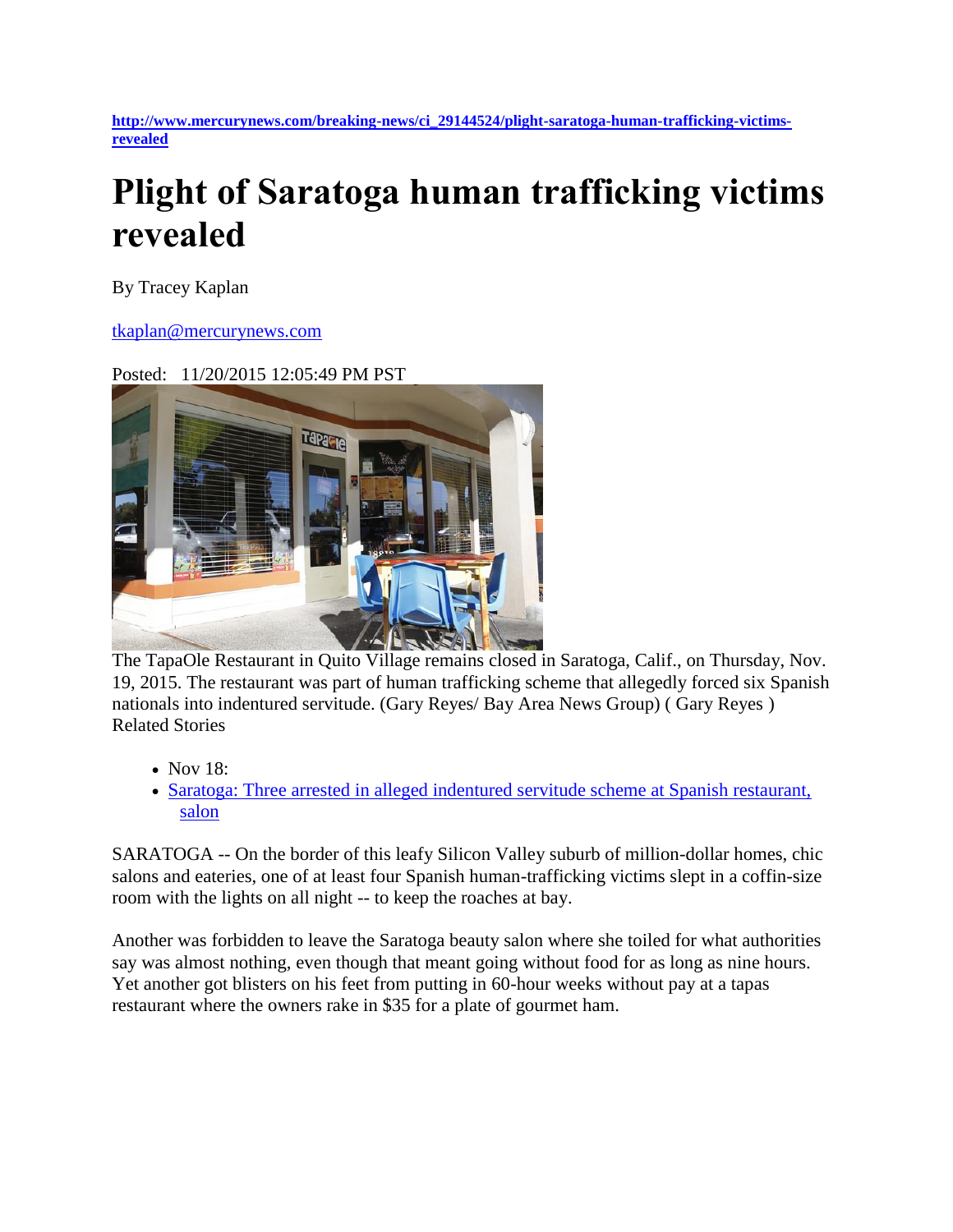http://www.mercurynews.com/breaking-news/ci_29144524/plight-saratoga-human-trafficking-victims-revealed

# Plight of Saratoga human trafficking victims revealed

By Tracey Kaplan

tkaplan@mercurynews.com

Posted: 11/20/2015 12:05:49 PM PST

The TapaOle Restaurant in Quito Village remains closed in Saratoga, Calif., on Thursday, Nov. 19, 2015. The restaurant was part of human trafficking scheme that allegedly forced six Spanish nationals into indentured servitude. (Gary Reyes/ Bay Area News Group) ( Gary Reyes )

Related Stories

- Nov 18:
- Saratoga: Three arrested in alleged indentured servitude scheme at Spanish restaurant, salon

SARATOGA -- On the border of this leafy Silicon Valley suburb of million-dollar homes, chic salons and eateries, one of at least four Spanish human-trafficking victims slept in a coffin-size room with the lights on all night -- to keep the roaches at bay.

Another was forbidden to leave the Saratoga beauty salon where she toiled for what authorities say was almost nothing, even though that meant going without food for as long as nine hours. Yet another got blisters on his feet from putting in 60-hour weeks without pay at a tapas restaurant where the owners rake in $35 for a plate of gourmet ham.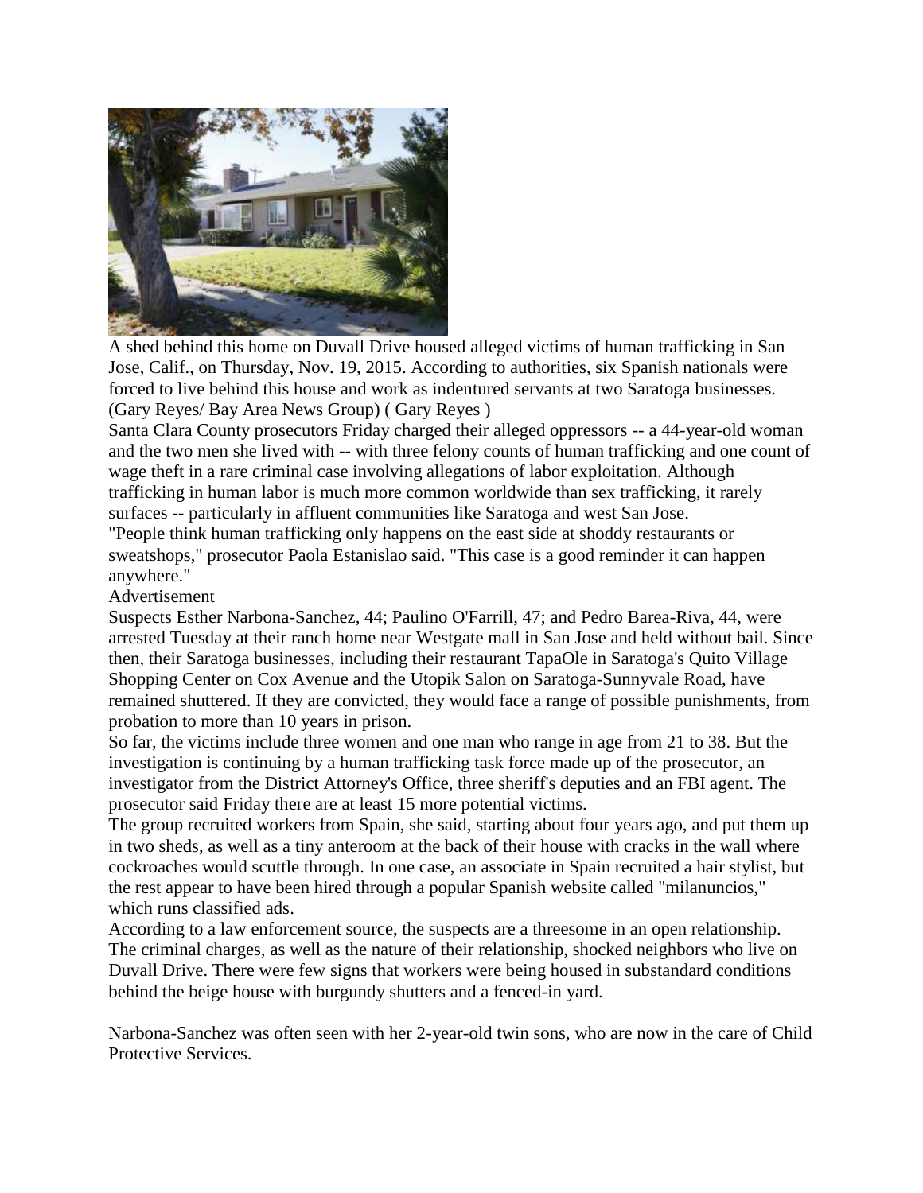A shed behind this home on Duvall Drive housed alleged victims of human trafficking in San Jose, Calif., on Thursday, Nov. 19, 2015. According to authorities, six Spanish nationals were forced to live behind this house and work as indentured servants at two Saratoga businesses. (Gary Reyes/ Bay Area News Group) ( Gary Reyes )

Santa Clara County prosecutors Friday charged their alleged oppressors -- a 44-year-old woman and the two men she lived with -- with three felony counts of human trafficking and one count of wage theft in a rare criminal case involving allegations of labor exploitation. Although trafficking in human labor is much more common worldwide than sex trafficking, it rarely surfaces -- particularly in affluent communities like Saratoga and west San Jose.

"People think human trafficking only happens on the east side at shoddy restaurants or sweatshops," prosecutor Paola Estanislao said. "This case is a good reminder it can happen anywhere."

Advertisement

Suspects Esther Narbona-Sanchez, 44; Paulino O'Farrill, 47; and Pedro Barea-Riva, 44, were arrested Tuesday at their ranch home near Westgate mall in San Jose and held without bail. Since then, their Saratoga businesses, including their restaurant TapaOle in Saratoga's Quito Village Shopping Center on Cox Avenue and the Utopik Salon on Saratoga-Sunnyvale Road, have remained shuttered. If they are convicted, they would face a range of possible punishments, from probation to more than 10 years in prison.

So far, the victims include three women and one man who range in age from 21 to 38. But the investigation is continuing by a human trafficking task force made up of the prosecutor, an investigator from the District Attorney's Office, three sheriff's deputies and an FBI agent. The prosecutor said Friday there are at least 15 more potential victims.

The group recruited workers from Spain, she said, starting about four years ago, and put them up in two sheds, as well as a tiny anteroom at the back of their house with cracks in the wall where cockroaches would scuttle through. In one case, an associate in Spain recruited a hair stylist, but the rest appear to have been hired through a popular Spanish website called "milanuncios," which runs classified ads.

According to a law enforcement source, the suspects are a threesome in an open relationship. The criminal charges, as well as the nature of their relationship, shocked neighbors who live on Duvall Drive. There were few signs that workers were being housed in substandard conditions behind the beige house with burgundy shutters and a fenced-in yard.

Narbona-Sanchez was often seen with her 2-year-old twin sons, who are now in the care of Child Protective Services.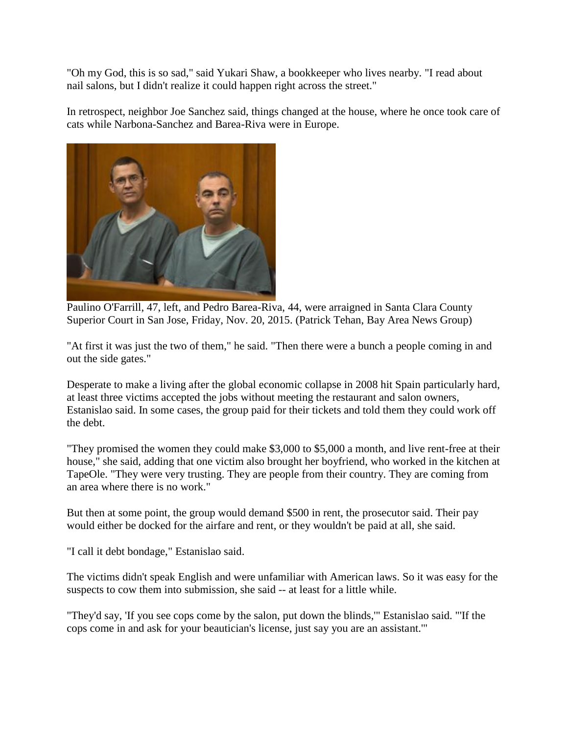"Oh my God, this is so sad," said Yukari Shaw, a bookkeeper who lives nearby. "I read about nail salons, but I didn't realize it could happen right across the street."

In retrospect, neighbor Joe Sanchez said, things changed at the house, where he once took care of cats while Narbona-Sanchez and Barea-Riva were in Europe.

Paulino O'Farrill, 47, left, and Pedro Barea-Riva, 44, were arraigned in Santa Clara County Superior Court in San Jose, Friday, Nov. 20, 2015. (Patrick Tehan, Bay Area News Group)

"At first it was just the two of them," he said. "Then there were a bunch a people coming in and out the side gates."

Desperate to make a living after the global economic collapse in 2008 hit Spain particularly hard, at least three victims accepted the jobs without meeting the restaurant and salon owners, Estanislao said. In some cases, the group paid for their tickets and told them they could work off the debt.

"They promised the women they could make $3,000 to $5,000 a month, and live rent-free at their house," she said, adding that one victim also brought her boyfriend, who worked in the kitchen at TapeOle. "They were very trusting. They are people from their country. They are coming from an area where there is no work."

But then at some point, the group would demand $500 in rent, the prosecutor said. Their pay would either be docked for the airfare and rent, or they wouldn't be paid at all, she said.

"I call it debt bondage," Estanislao said.

The victims didn't speak English and were unfamiliar with American laws. So it was easy for the suspects to cow them into submission, she said -- at least for a little while.

"They'd say, 'If you see cops come by the salon, put down the blinds,'" Estanislao said. "'If the cops come in and ask for your beautician's license, just say you are an assistant.'"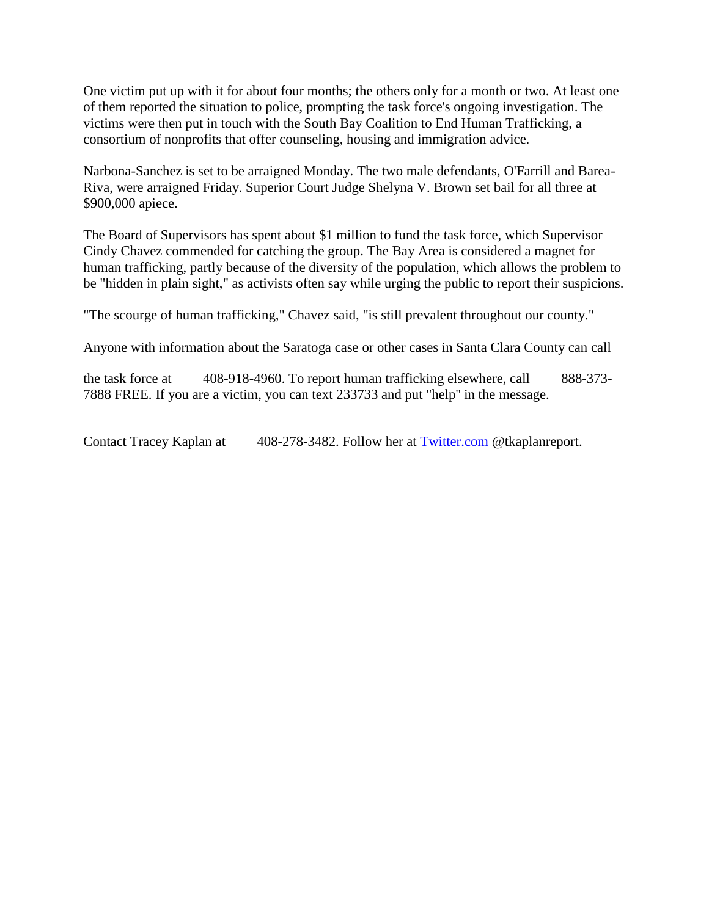One victim put up with it for about four months; the others only for a month or two. At least one of them reported the situation to police, prompting the task force's ongoing investigation. The victims were then put in touch with the South Bay Coalition to End Human Trafficking, a consortium of nonprofits that offer counseling, housing and immigration advice.

Narbona-Sanchez is set to be arraigned Monday. The two male defendants, O'Farrill and Barea-Riva, were arraigned Friday. Superior Court Judge Shelyna V. Brown set bail for all three at $900,000 apiece.

The Board of Supervisors has spent about $1 million to fund the task force, which Supervisor Cindy Chavez commended for catching the group. The Bay Area is considered a magnet for human trafficking, partly because of the diversity of the population, which allows the problem to be "hidden in plain sight," as activists often say while urging the public to report their suspicions.

"The scourge of human trafficking," Chavez said, "is still prevalent throughout our county."

Anyone with information about the Saratoga case or other cases in Santa Clara County can call

the task force at 408-918-4960. To report human trafficking elsewhere, call 888-373-7888 FREE. If you are a victim, you can text 233733 and put "help" in the message.

Contact Tracey Kaplan at 408-278-3482. Follow her at [Twitter.com](Twitter.com) @tkaplanreport.